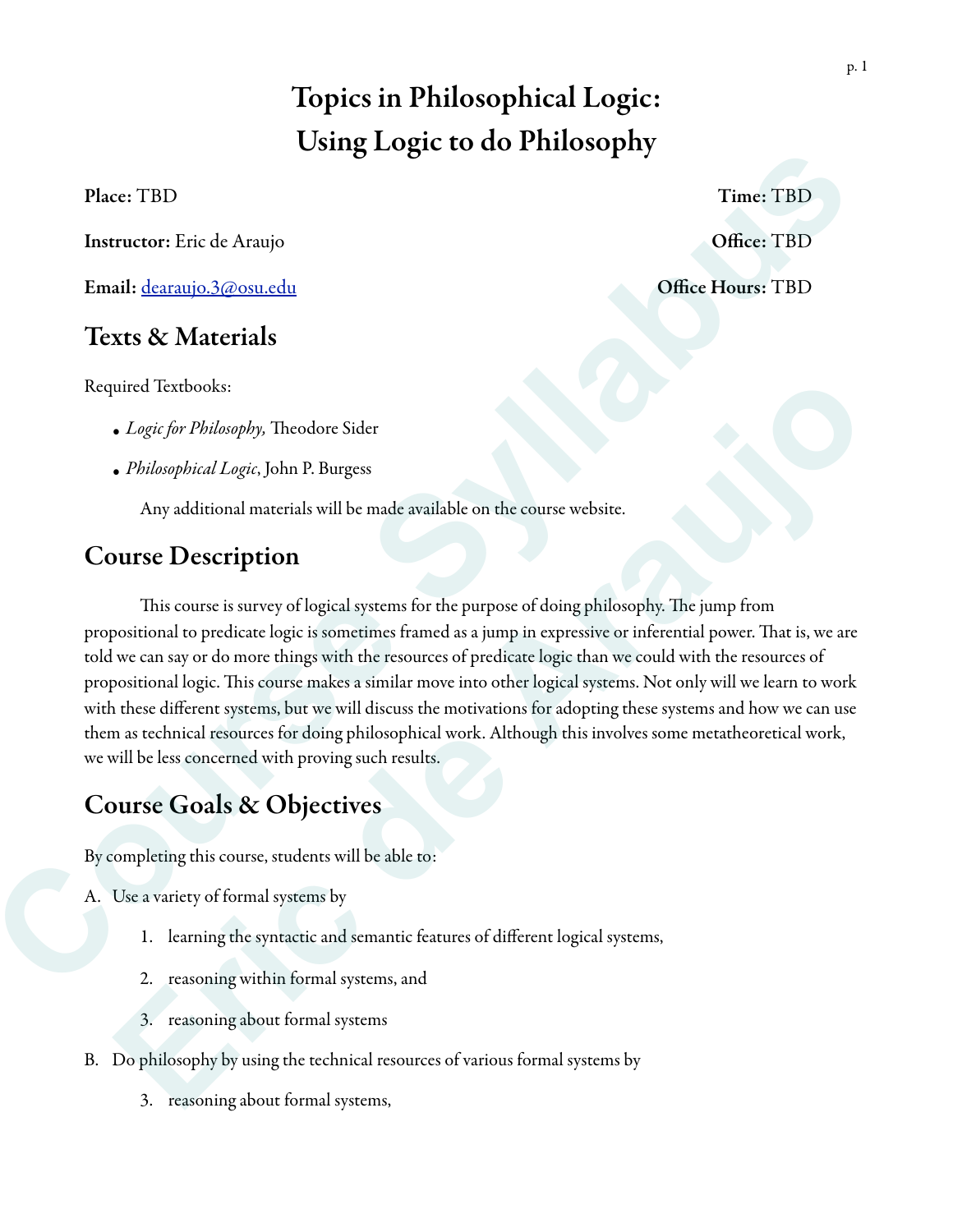# Topics in Philosophical Logic: Using Logic to do Philosophy

**Place:** TBD **Time:** TBD

**Instructor:** Eric de Araujo **Office:** TBD

**Email:** dearaujo.3@osu.edu **Office Hours:** TBD

## Texts & Materials

Required Textbooks:

- *Logic for Philosophy,* Theodore Sider
- *Philosophical Logic*, John P. Burgess

Any additional materials will be made available on the course website.

## Course Description

This course is survey of logical systems for the purpose of doing philosophy. The jump from propositional to predicate logic is sometimes framed as a jump in expressive or inferential power. That is, we are told we can say or do more things with the resources of predicate logic than we could with the resources of propositional logic. This course makes a similar move into other logical systems. Not only will we learn to work with these different systems, but we will discuss the motivations for adopting these systems and how we can use them as technical resources for doing philosophical work. Although this involves some metatheoretical work, we will be less concerned with proving such results.

## Course Goals & Objectives

By completing this course, students will be able to:

A. Use a variety of formal systems by

1. learning the syntactic and semantic features of different logical systems,
2. reasoning within formal systems, and
3. reasoning about formal systems

B. Do philosophy by using the technical resources of various formal systems by

3. reasoning about formal systems,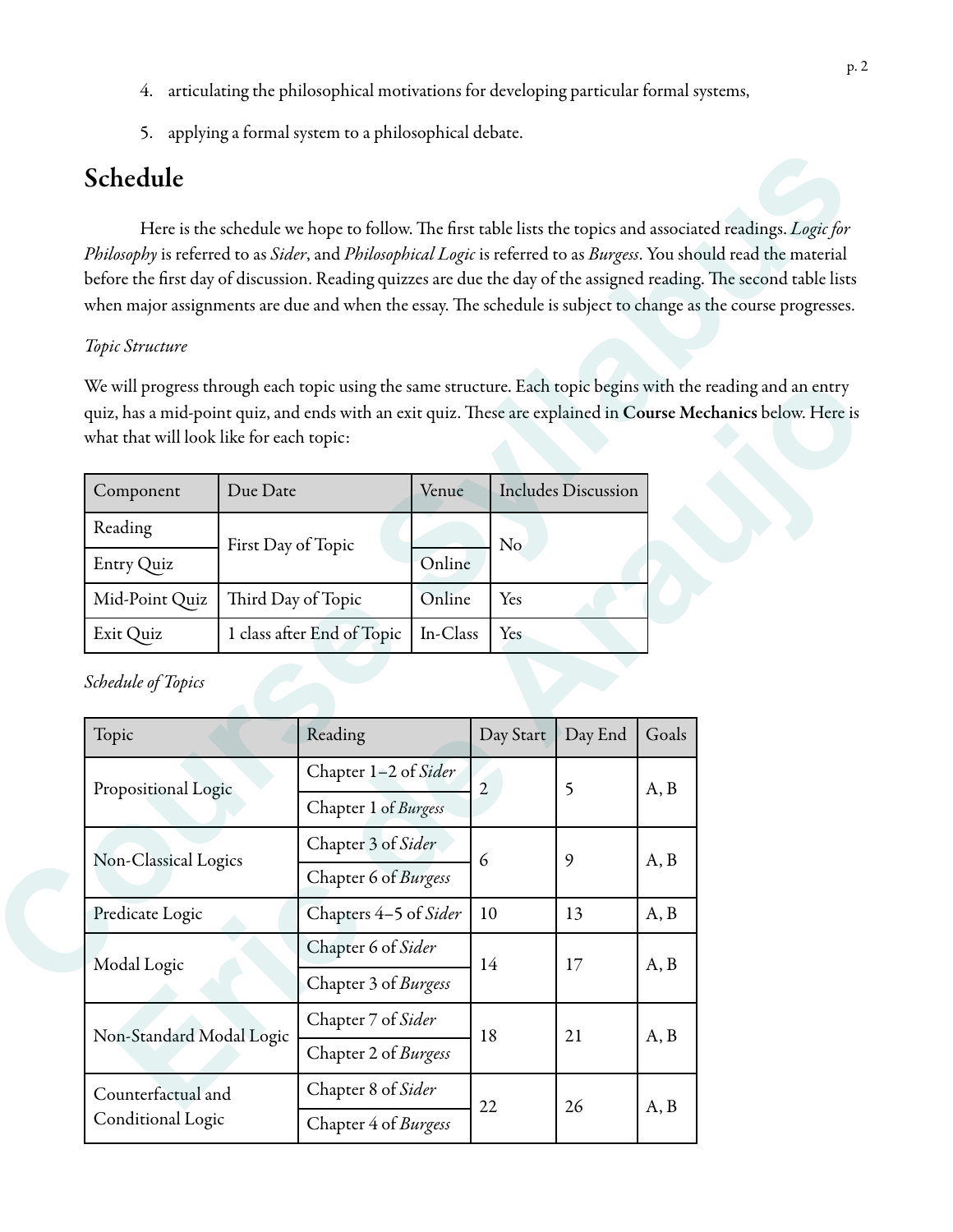4. articulating the philosophical motivations for developing particular formal systems,
5. applying a formal system to a philosophical debate.

## Schedule

Here is the schedule we hope to follow. The first table lists the topics and associated readings. *Logic for Philosophy* is referred to as *Sider*, and *Philosophical Logic* is referred to as *Burgess*. You should read the material before the first day of discussion. Reading quizzes are due the day of the assigned reading. The second table lists when major assignments are due and when the essay. The schedule is subject to change as the course progresses.

*Topic Structure*

We will progress through each topic using the same structure. Each topic begins with the reading and an entry quiz, has a mid-point quiz, and ends with an exit quiz. These are explained in **Course Mechanics** below. Here is what that will look like for each topic:

| Component | Due Date | Venue | Includes Discussion |
|---|---|---|---|
| Reading | First Day of Topic | | No |
| Entry Quiz | | Online | |
| Mid-Point Quiz | Third Day of Topic | Online | Yes |
| Exit Quiz | 1 class after End of Topic | In-Class | Yes |

*Schedule of Topics*

| Topic | Reading | Day Start | Day End | Goals |
|---|---|---|---|---|
| Propositional Logic | Chapter 1–2 of *Sider* | 2 | 5 | A, B |
| | Chapter 1 of *Burgess* | | | |
| Non-Classical Logics | Chapter 3 of *Sider* | 6 | 9 | A, B |
| | Chapter 6 of *Burgess* | | | |
| Predicate Logic | Chapters 4–5 of *Sider* | 10 | 13 | A, B |
| Modal Logic | Chapter 6 of *Sider* | 14 | 17 | A, B |
| | Chapter 3 of *Burgess* | | | |
| Non-Standard Modal Logic | Chapter 7 of *Sider* | 18 | 21 | A, B |
| | Chapter 2 of *Burgess* | | | |
| Counterfactual and Conditional Logic | Chapter 8 of *Sider* | 22 | 26 | A, B |
| | Chapter 4 of *Burgess* | | | |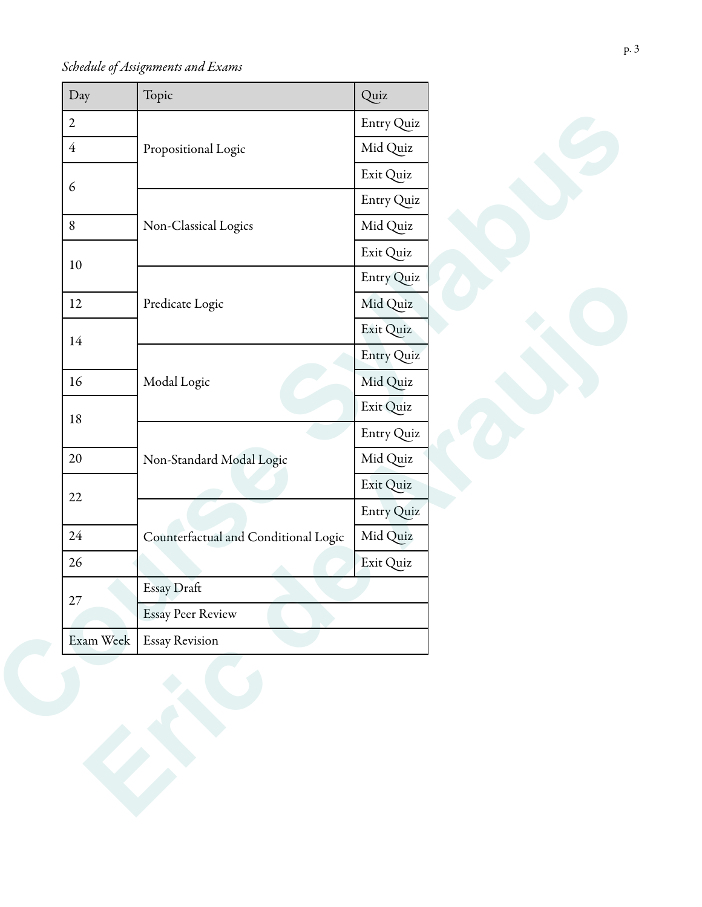*Schedule of Assignments and Exams*

| Day | Topic | Quiz |
| --- | --- | --- |
| 2 | Propositional Logic | Entry Quiz |
| 4 | | Mid Quiz |
| 6 | | Exit Quiz |
| | Non-Classical Logics | Entry Quiz |
| 8 | | Mid Quiz |
| 10 | | Exit Quiz |
| | Predicate Logic | Entry Quiz |
| 12 | | Mid Quiz |
| 14 | | Exit Quiz |
| | Modal Logic | Entry Quiz |
| 16 | | Mid Quiz |
| 18 | | Exit Quiz |
| | Non-Standard Modal Logic | Entry Quiz |
| 20 | | Mid Quiz |
| 22 | | Exit Quiz |
| | Counterfactual and Conditional Logic | Entry Quiz |
| 24 | | Mid Quiz |
| 26 | | Exit Quiz |
| 27 | Essay Draft | |
| | Essay Peer Review | |
| Exam Week | Essay Revision | |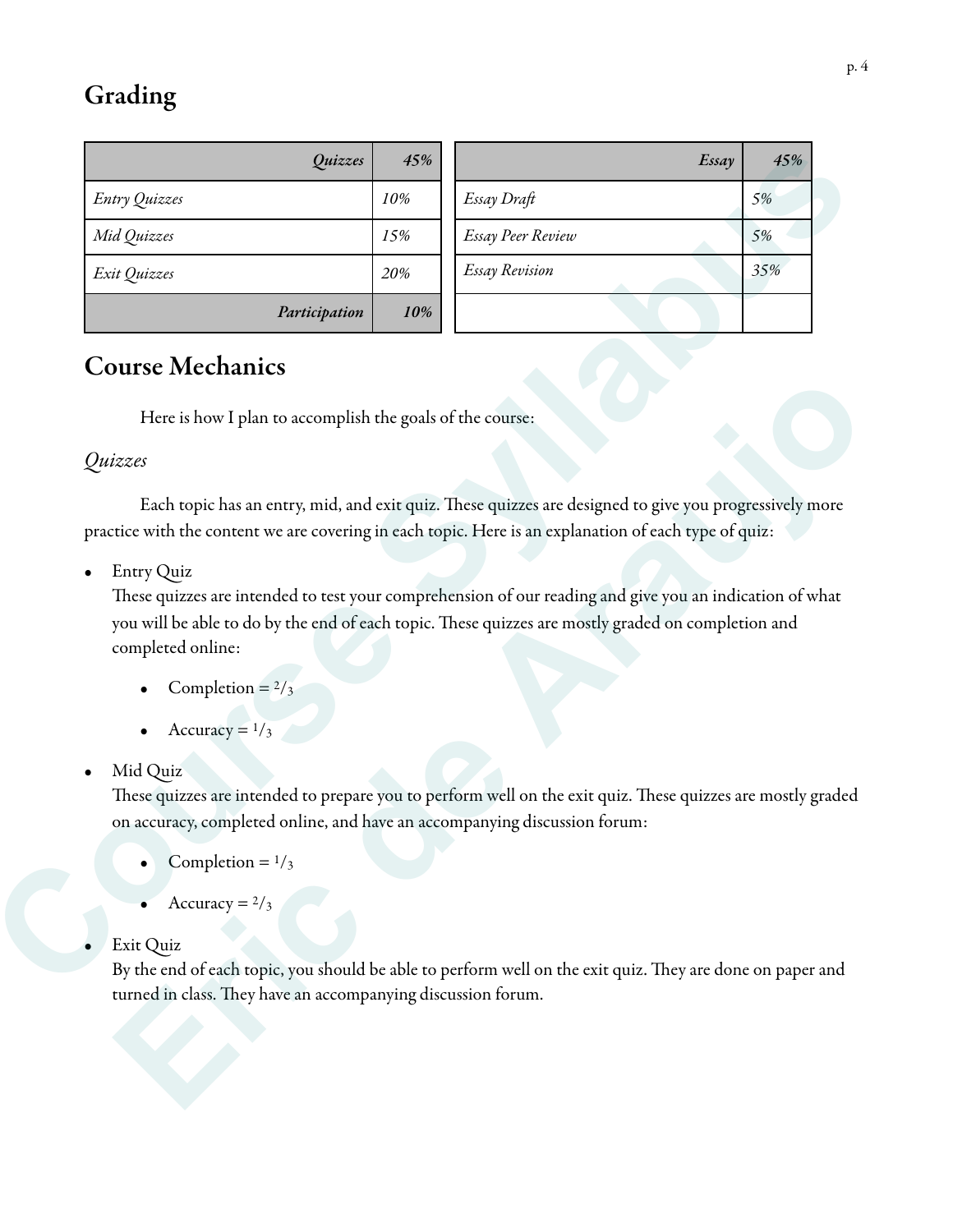# Grading

| *Quizzes* | *45%* |
|---|---|
| *Entry Quizzes* | *10%* |
| *Mid Quizzes* | *15%* |
| *Exit Quizzes* | *20%* |
| ***Participation*** | ***10%*** |

| *Essay* | *45%* |
|---|---|
| *Essay Draft* | *5%* |
| *Essay Peer Review* | *5%* |
| *Essay Revision* | *35%* |
| | |

# Course Mechanics

Here is how I plan to accomplish the goals of the course:

*Quizzes*

Each topic has an entry, mid, and exit quiz. These quizzes are designed to give you progressively more practice with the content we are covering in each topic. Here is an explanation of each type of quiz:

- Entry Quiz
  These quizzes are intended to test your comprehension of our reading and give you an indication of what you will be able to do by the end of each topic. These quizzes are mostly graded on completion and completed online:
  - Completion = $^2/_3$
  - Accuracy = $^1/_3$
- Mid Quiz
  These quizzes are intended to prepare you to perform well on the exit quiz. These quizzes are mostly graded on accuracy, completed online, and have an accompanying discussion forum:
  - Completion = $^1/_3$
  - Accuracy = $^2/_3$
- Exit Quiz
  By the end of each topic, you should be able to perform well on the exit quiz. They are done on paper and turned in class. They have an accompanying discussion forum.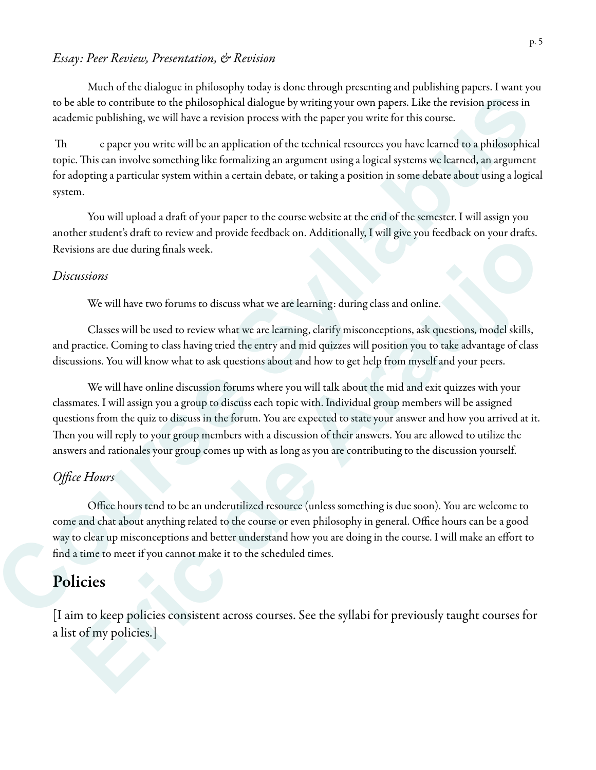*Essay: Peer Review, Presentation, & Revision*

Much of the dialogue in philosophy today is done through presenting and publishing papers. I want you to be able to contribute to the philosophical dialogue by writing your own papers. Like the revision process in academic publishing, we will have a revision process with the paper you write for this course.

The paper you write will be an application of the technical resources you have learned to a philosophical topic. This can involve something like formalizing an argument using a logical systems we learned, an argument for adopting a particular system within a certain debate, or taking a position in some debate about using a logical system.

You will upload a draft of your paper to the course website at the end of the semester. I will assign you another student's draft to review and provide feedback on. Additionally, I will give you feedback on your drafts. Revisions are due during finals week.

*Discussions*

We will have two forums to discuss what we are learning: during class and online.

Classes will be used to review what we are learning, clarify misconceptions, ask questions, model skills, and practice. Coming to class having tried the entry and mid quizzes will position you to take advantage of class discussions. You will know what to ask questions about and how to get help from myself and your peers.

We will have online discussion forums where you will talk about the mid and exit quizzes with your classmates. I will assign you a group to discuss each topic with. Individual group members will be assigned questions from the quiz to discuss in the forum. You are expected to state your answer and how you arrived at it. Then you will reply to your group members with a discussion of their answers. You are allowed to utilize the answers and rationales your group comes up with as long as you are contributing to the discussion yourself.

*Office Hours*

Office hours tend to be an underutilized resource (unless something is due soon). You are welcome to come and chat about anything related to the course or even philosophy in general. Office hours can be a good way to clear up misconceptions and better understand how you are doing in the course. I will make an effort to find a time to meet if you cannot make it to the scheduled times.

# Policies

[I aim to keep policies consistent across courses. See the syllabi for previously taught courses for a list of my policies.]